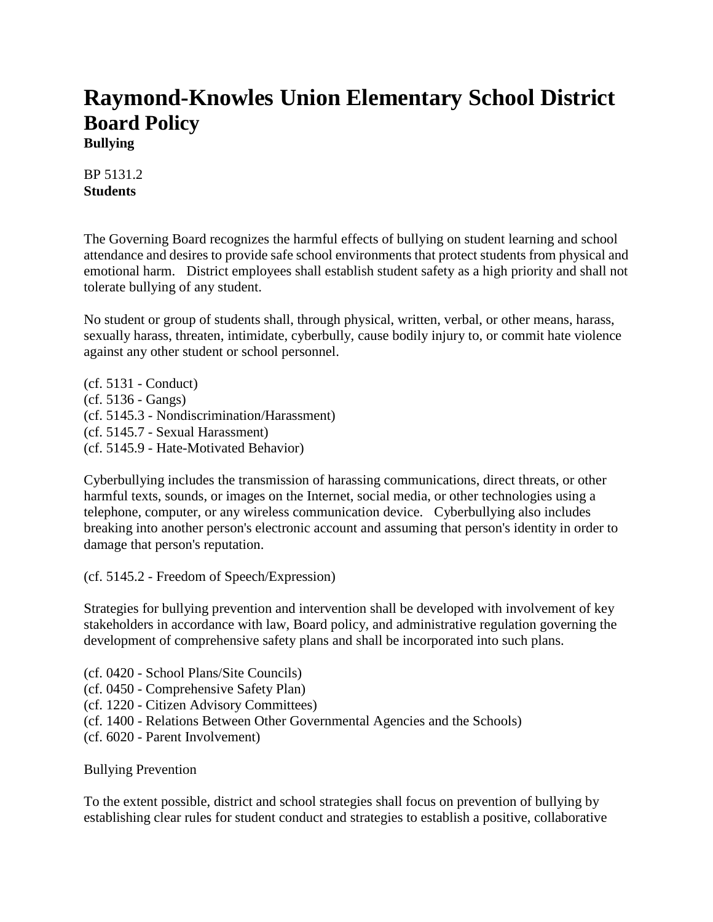# Raymond-Knowles Union Elementary School District Board Policy

**Bullying**

BP 5131.2
**Students**

The Governing Board recognizes the harmful effects of bullying on student learning and school attendance and desires to provide safe school environments that protect students from physical and emotional harm. District employees shall establish student safety as a high priority and shall not tolerate bullying of any student.

No student or group of students shall, through physical, written, verbal, or other means, harass, sexually harass, threaten, intimidate, cyberbully, cause bodily injury to, or commit hate violence against any other student or school personnel.

(cf. 5131 - Conduct)
(cf. 5136 - Gangs)
(cf. 5145.3 - Nondiscrimination/Harassment)
(cf. 5145.7 - Sexual Harassment)
(cf. 5145.9 - Hate-Motivated Behavior)

Cyberbullying includes the transmission of harassing communications, direct threats, or other harmful texts, sounds, or images on the Internet, social media, or other technologies using a telephone, computer, or any wireless communication device. Cyberbullying also includes breaking into another person's electronic account and assuming that person's identity in order to damage that person's reputation.

(cf. 5145.2 - Freedom of Speech/Expression)

Strategies for bullying prevention and intervention shall be developed with involvement of key stakeholders in accordance with law, Board policy, and administrative regulation governing the development of comprehensive safety plans and shall be incorporated into such plans.

(cf. 0420 - School Plans/Site Councils)
(cf. 0450 - Comprehensive Safety Plan)
(cf. 1220 - Citizen Advisory Committees)
(cf. 1400 - Relations Between Other Governmental Agencies and the Schools)
(cf. 6020 - Parent Involvement)

Bullying Prevention

To the extent possible, district and school strategies shall focus on prevention of bullying by establishing clear rules for student conduct and strategies to establish a positive, collaborative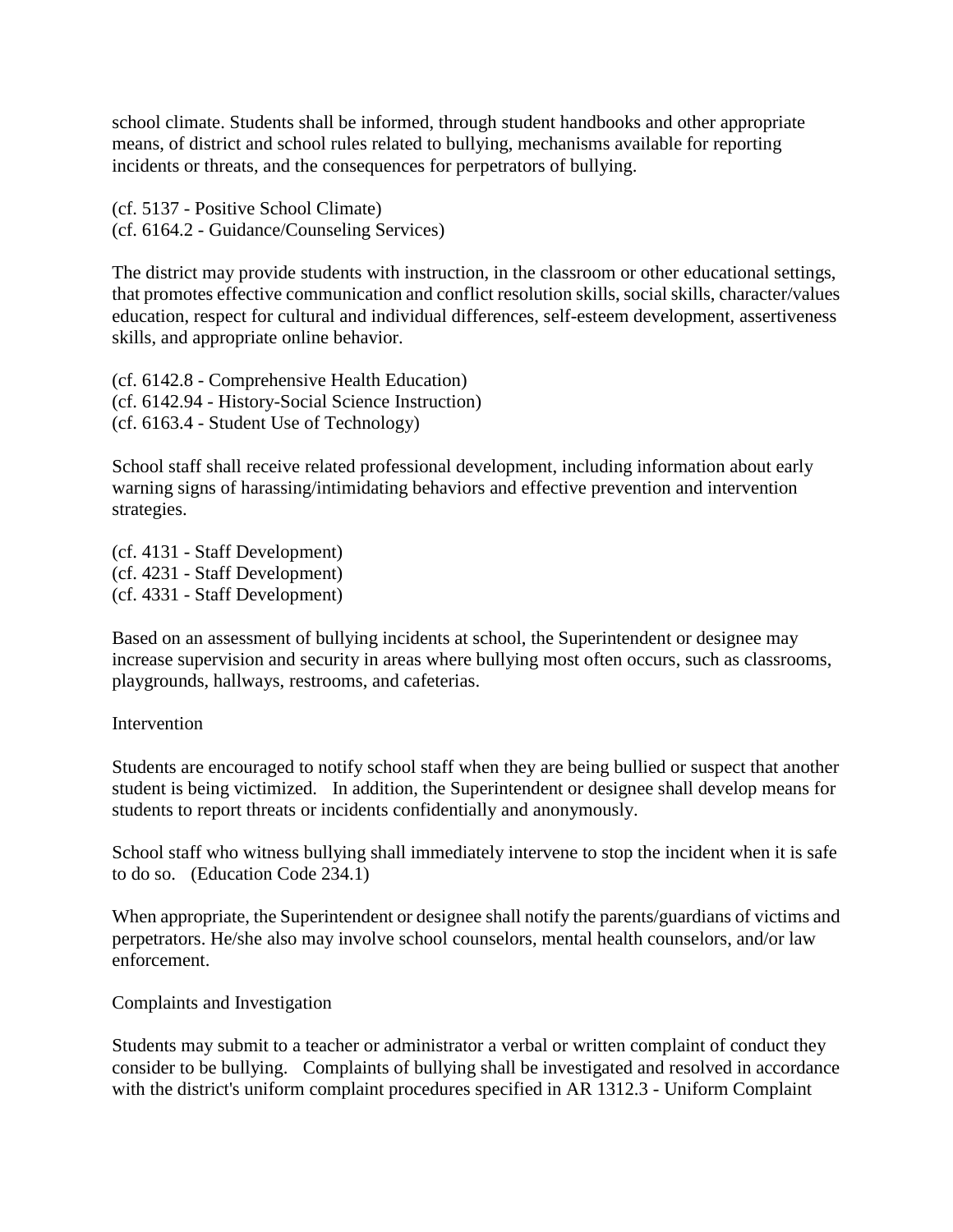school climate. Students shall be informed, through student handbooks and other appropriate means, of district and school rules related to bullying, mechanisms available for reporting incidents or threats, and the consequences for perpetrators of bullying.

(cf. 5137 - Positive School Climate)
(cf. 6164.2 - Guidance/Counseling Services)

The district may provide students with instruction, in the classroom or other educational settings, that promotes effective communication and conflict resolution skills, social skills, character/values education, respect for cultural and individual differences, self-esteem development, assertiveness skills, and appropriate online behavior.

(cf. 6142.8 - Comprehensive Health Education)
(cf. 6142.94 - History-Social Science Instruction)
(cf. 6163.4 - Student Use of Technology)

School staff shall receive related professional development, including information about early warning signs of harassing/intimidating behaviors and effective prevention and intervention strategies.

(cf. 4131 - Staff Development)
(cf. 4231 - Staff Development)
(cf. 4331 - Staff Development)

Based on an assessment of bullying incidents at school, the Superintendent or designee may increase supervision and security in areas where bullying most often occurs, such as classrooms, playgrounds, hallways, restrooms, and cafeterias.

## Intervention

Students are encouraged to notify school staff when they are being bullied or suspect that another student is being victimized. In addition, the Superintendent or designee shall develop means for students to report threats or incidents confidentially and anonymously.

School staff who witness bullying shall immediately intervene to stop the incident when it is safe to do so. (Education Code 234.1)

When appropriate, the Superintendent or designee shall notify the parents/guardians of victims and perpetrators. He/she also may involve school counselors, mental health counselors, and/or law enforcement.

## Complaints and Investigation

Students may submit to a teacher or administrator a verbal or written complaint of conduct they consider to be bullying. Complaints of bullying shall be investigated and resolved in accordance with the district's uniform complaint procedures specified in AR 1312.3 - Uniform Complaint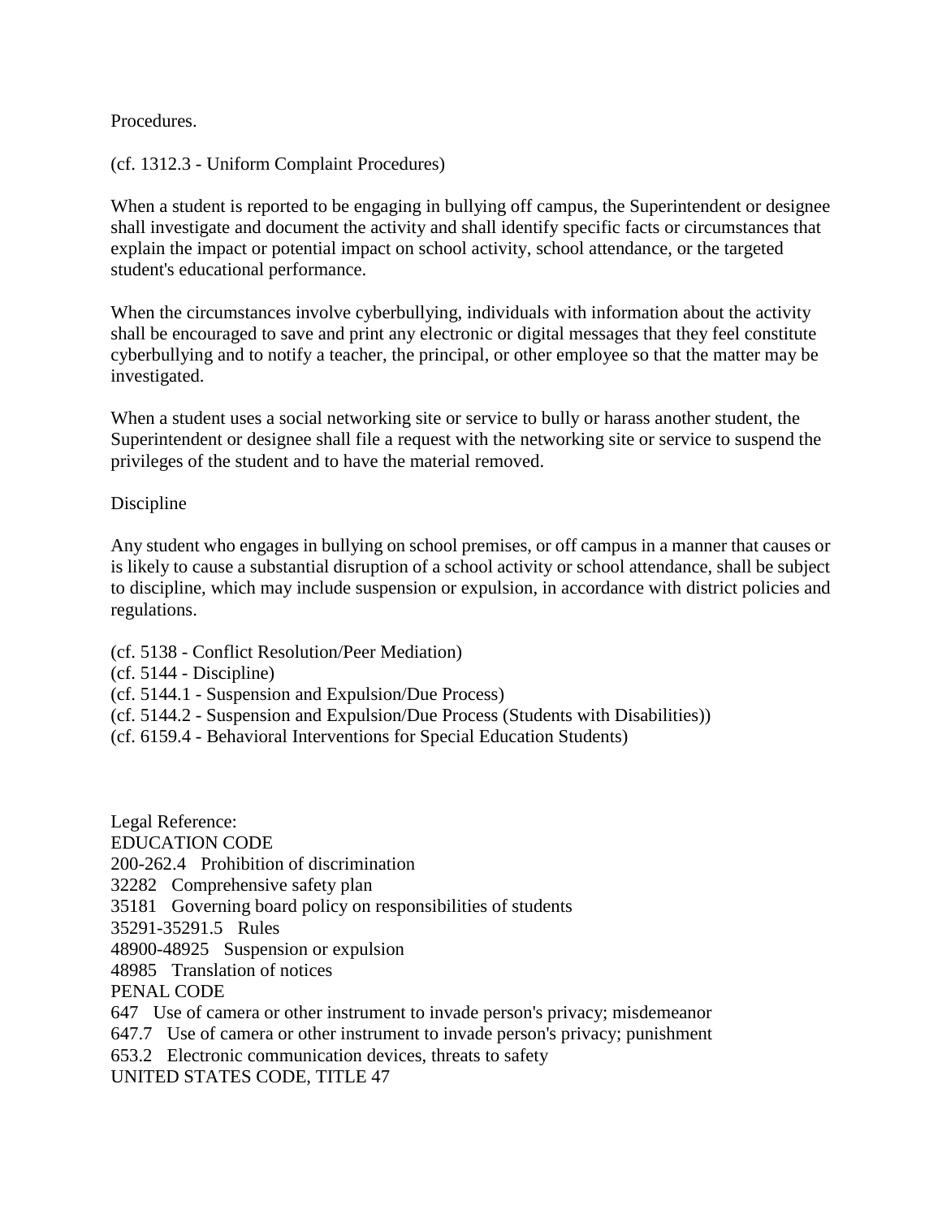Procedures.

(cf. 1312.3 - Uniform Complaint Procedures)

When a student is reported to be engaging in bullying off campus, the Superintendent or designee shall investigate and document the activity and shall identify specific facts or circumstances that explain the impact or potential impact on school activity, school attendance, or the targeted student's educational performance.

When the circumstances involve cyberbullying, individuals with information about the activity shall be encouraged to save and print any electronic or digital messages that they feel constitute cyberbullying and to notify a teacher, the principal, or other employee so that the matter may be investigated.

When a student uses a social networking site or service to bully or harass another student, the Superintendent or designee shall file a request with the networking site or service to suspend the privileges of the student and to have the material removed.

Discipline

Any student who engages in bullying on school premises, or off campus in a manner that causes or is likely to cause a substantial disruption of a school activity or school attendance, shall be subject to discipline, which may include suspension or expulsion, in accordance with district policies and regulations.

(cf. 5138 - Conflict Resolution/Peer Mediation)
(cf. 5144 - Discipline)
(cf. 5144.1 - Suspension and Expulsion/Due Process)
(cf. 5144.2 - Suspension and Expulsion/Due Process (Students with Disabilities))
(cf. 6159.4 - Behavioral Interventions for Special Education Students)

Legal Reference:
EDUCATION CODE
200-262.4 Prohibition of discrimination
32282 Comprehensive safety plan
35181 Governing board policy on responsibilities of students
35291-35291.5 Rules
48900-48925 Suspension or expulsion
48985 Translation of notices
PENAL CODE
647 Use of camera or other instrument to invade person's privacy; misdemeanor
647.7 Use of camera or other instrument to invade person's privacy; punishment
653.2 Electronic communication devices, threats to safety
UNITED STATES CODE, TITLE 47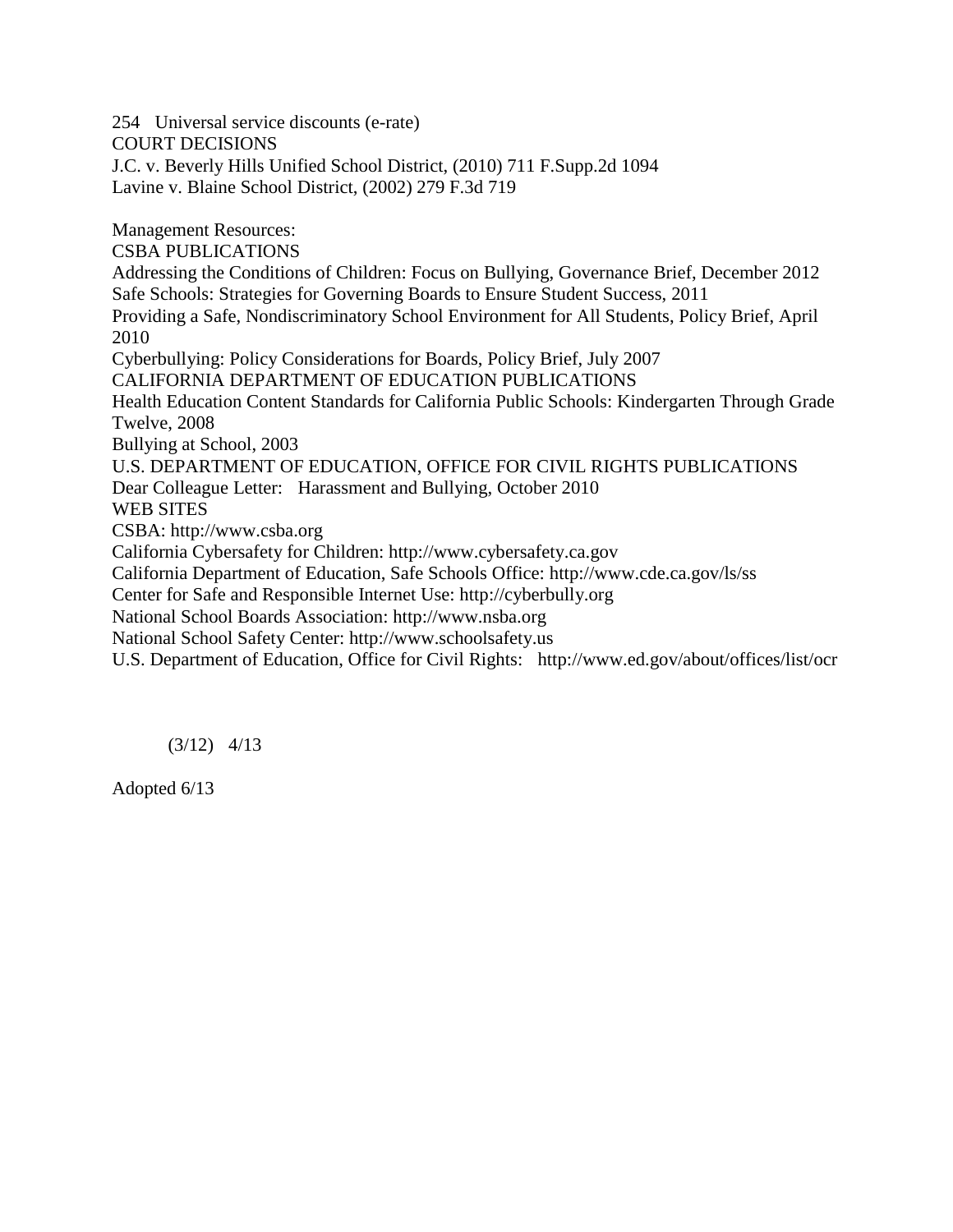254 Universal service discounts (e-rate)

COURT DECISIONS

J.C. v. Beverly Hills Unified School District, (2010) 711 F.Supp.2d 1094

Lavine v. Blaine School District, (2002) 279 F.3d 719

Management Resources:

CSBA PUBLICATIONS

Addressing the Conditions of Children: Focus on Bullying, Governance Brief, December 2012

Safe Schools: Strategies for Governing Boards to Ensure Student Success, 2011

Providing a Safe, Nondiscriminatory School Environment for All Students, Policy Brief, April 2010

Cyberbullying: Policy Considerations for Boards, Policy Brief, July 2007

CALIFORNIA DEPARTMENT OF EDUCATION PUBLICATIONS

Health Education Content Standards for California Public Schools: Kindergarten Through Grade Twelve, 2008

Bullying at School, 2003

U.S. DEPARTMENT OF EDUCATION, OFFICE FOR CIVIL RIGHTS PUBLICATIONS

Dear Colleague Letter: Harassment and Bullying, October 2010

WEB SITES

CSBA: http://www.csba.org

California Cybersafety for Children: http://www.cybersafety.ca.gov

California Department of Education, Safe Schools Office: http://www.cde.ca.gov/ls/ss

Center for Safe and Responsible Internet Use: http://cyberbully.org

National School Boards Association: http://www.nsba.org

National School Safety Center: http://www.schoolsafety.us

U.S. Department of Education, Office for Civil Rights: http://www.ed.gov/about/offices/list/ocr

(3/12) 4/13

Adopted 6/13